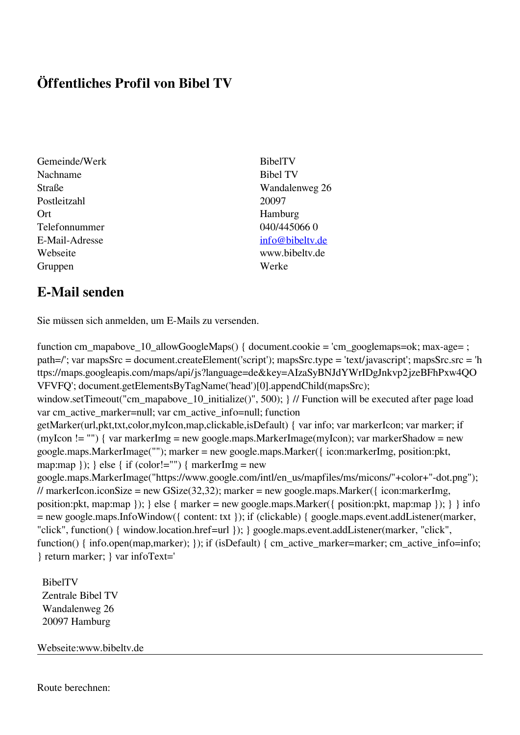# Öffentliches Profil von Bibel TV

| | |
|---|---|
| Gemeinde/Werk | BibelTV |
| Nachname | Bibel TV |
| Straße | Wandalenweg 26 |
| Postleitzahl | 20097 |
| Ort | Hamburg |
| Telefonnummer | 040/445066 0 |
| E-Mail-Adresse | info@bibeltv.de |
| Webseite | www.bibeltv.de |
| Gruppen | Werke |

## E-Mail senden

Sie müssen sich anmelden, um E-Mails zu versenden.

function cm_mapabove_10_allowGoogleMaps() { document.cookie = 'cm_googlemaps=ok; max-age= ; path=/'; var mapsSrc = document.createElement('script'); mapsSrc.type = 'text/javascript'; mapsSrc.src = 'https://maps.googleapis.com/maps/api/js?language=de&key=AIzaSyBNJdYWrIDgJnkvp2jzeBFhPxw4QOVFVFQ'; document.getElementsByTagName('head')[0].appendChild(mapsSrc); window.setTimeout("cm_mapabove_10_initialize()", 500); } // Function will be executed after page load var cm_active_marker=null; var cm_active_info=null; function getMarker(url,pkt,txt,color,myIcon,map,clickable,isDefault) { var info; var markerIcon; var marker; if (myIcon != "") { var markerImg = new google.maps.MarkerImage(myIcon); var markerShadow = new google.maps.MarkerImage(""); marker = new google.maps.Marker({ icon:markerImg, position:pkt, map:map }); } else { if (color!="") { markerImg = new google.maps.MarkerImage("https://www.google.com/intl/en_us/mapfiles/ms/micons/"+color+"-dot.png"); // markerIcon.iconSize = new GSize(32,32); marker = new google.maps.Marker({ icon:markerImg, position:pkt, map:map }); } else { marker = new google.maps.Marker({ position:pkt, map:map }); } } info = new google.maps.InfoWindow({ content: txt }); if (clickable) { google.maps.event.addListener(marker, "click", function() { window.location.href=url }); } google.maps.event.addListener(marker, "click", function() { info.open(map,marker); }); if (isDefault) { cm_active_marker=marker; cm_active_info=info; } return marker; } var infoText='

BibelTV
Zentrale Bibel TV
Wandalenweg 26
20097 Hamburg

Webseite:www.bibeltv.de

---

Route berechnen: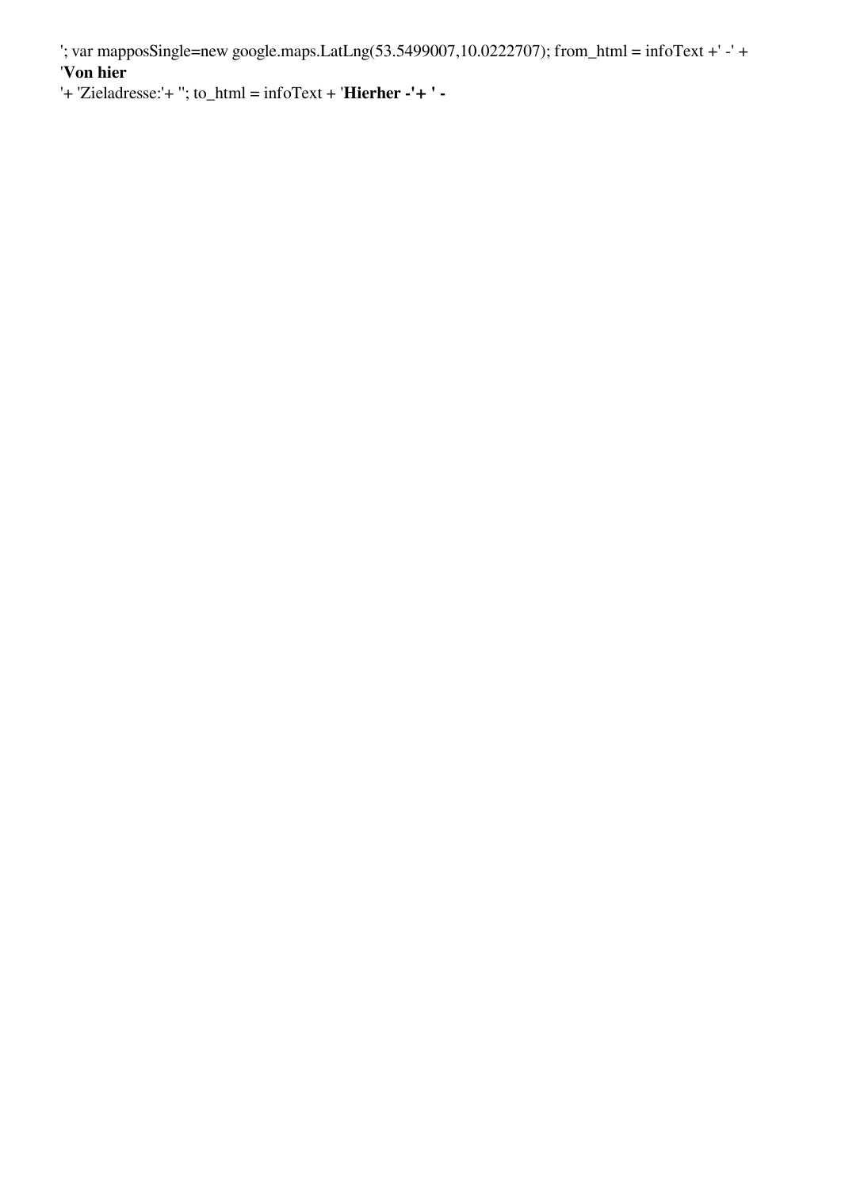'; var mapposSingle=new google.maps.LatLng(53.5499007,10.0222707); from_html = infoText +' -' +
'**Von hier**
'+ 'Zieladresse:'+ ''; to_html = infoText + '**Hierher -'+ ' -**